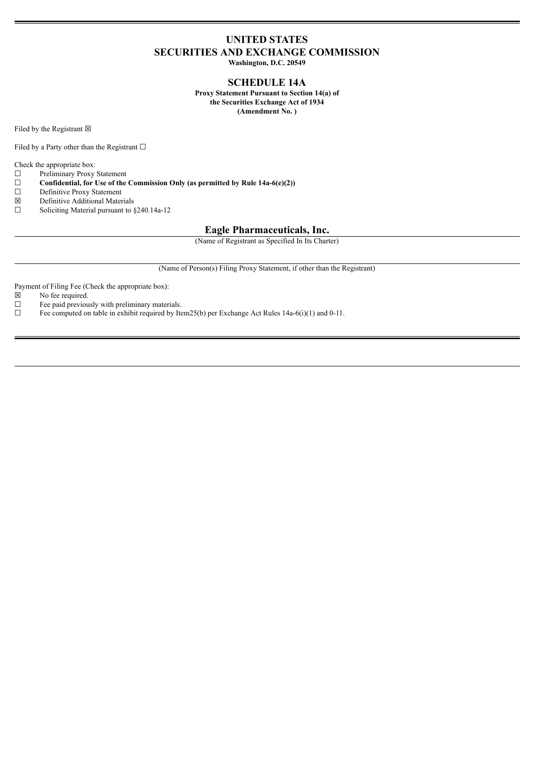# UNITED STATES
# SECURITIES AND EXCHANGE COMMISSION

**Washington, D.C. 20549**

## SCHEDULE 14A

**Proxy Statement Pursuant to Section 14(a) of the Securities Exchange Act of 1934 (Amendment No. )**

Filed by the Registrant ☒

Filed by a Party other than the Registrant ☐

Check the appropriate box:

☐ Preliminary Proxy Statement
☐ **Confidential, for Use of the Commission Only (as permitted by Rule 14a-6(e)(2))**
☐ Definitive Proxy Statement
☒ Definitive Additional Materials
☐ Soliciting Material pursuant to §240.14a-12

## Eagle Pharmaceuticals, Inc.

(Name of Registrant as Specified In Its Charter)

(Name of Person(s) Filing Proxy Statement, if other than the Registrant)

Payment of Filing Fee (Check the appropriate box):

☒ No fee required.
☐ Fee paid previously with preliminary materials.
☐ Fee computed on table in exhibit required by Item25(b) per Exchange Act Rules 14a-6(i)(1) and 0-11.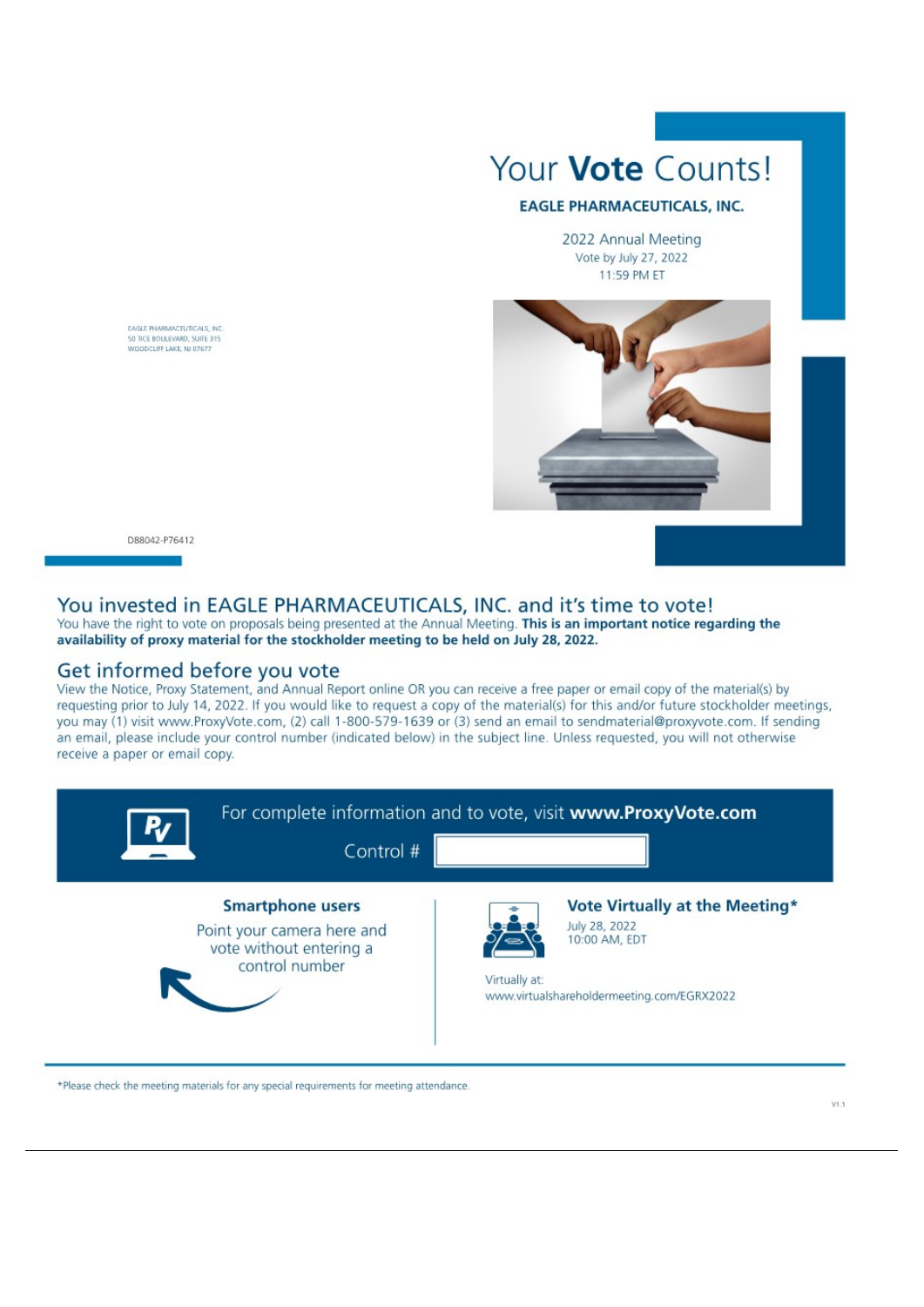# Your **Vote** Counts!

**EAGLE PHARMACEUTICALS, INC.**

2022 Annual Meeting
Vote by July 27, 2022
11:59 PM ET

EAGLE PHARMACEUTICALS, INC.
50 TICE BOULEVARD, SUITE 315
WOODCLIFF LAKE, NJ 07677

D88042-P76412

## You invested in EAGLE PHARMACEUTICALS, INC. and it's time to vote!

You have the right to vote on proposals being presented at the Annual Meeting. **This is an important notice regarding the availability of proxy material for the stockholder meeting to be held on July 28, 2022.**

## Get informed before you vote

View the Notice, Proxy Statement, and Annual Report online OR you can receive a free paper or email copy of the material(s) by requesting prior to July 14, 2022. If you would like to request a copy of the material(s) for this and/or future stockholder meetings, you may (1) visit www.ProxyVote.com, (2) call 1-800-579-1639 or (3) send an email to sendmaterial@proxyvote.com. If sending an email, please include your control number (indicated below) in the subject line. Unless requested, you will not otherwise receive a paper or email copy.

For complete information and to vote, visit **www.ProxyVote.com**

Control #

**Smartphone users**

Point your camera here and vote without entering a control number

**Vote Virtually at the Meeting***

July 28, 2022
10:00 AM, EDT

Virtually at:
www.virtualshareholdermeeting.com/EGRX2022

*Please check the meeting materials for any special requirements for meeting attendance.

V1.1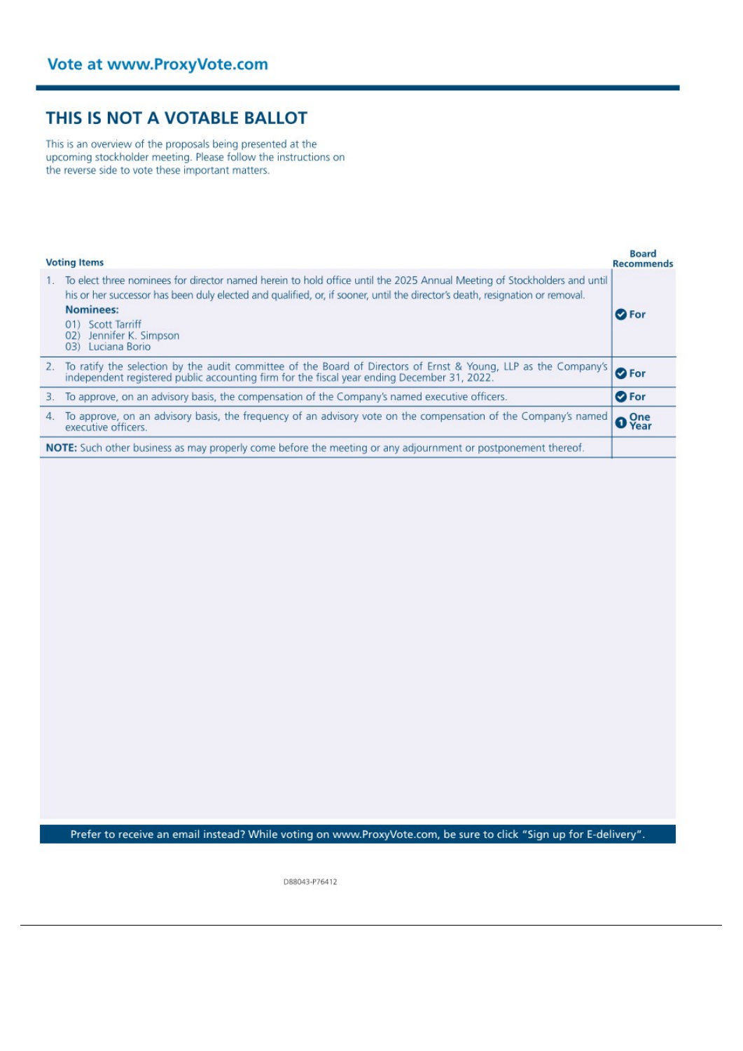Vote at www.ProxyVote.com

# THIS IS NOT A VOTABLE BALLOT

This is an overview of the proposals being presented at the upcoming stockholder meeting. Please follow the instructions on the reverse side to vote these important matters.

| Voting Items | Board Recommends |
|---|---|
| 1. To elect three nominees for director named herein to hold office until the 2025 Annual Meeting of Stockholders and until his or her successor has been duly elected and qualified, or, if sooner, until the director's death, resignation or removal.<br>**Nominees:**<br>01) Scott Tarriff<br>02) Jennifer K. Simpson<br>03) Luciana Borio | For |
| 2. To ratify the selection by the audit committee of the Board of Directors of Ernst & Young, LLP as the Company's independent registered public accounting firm for the fiscal year ending December 31, 2022. | For |
| 3. To approve, on an advisory basis, the compensation of the Company's named executive officers. | For |
| 4. To approve, on an advisory basis, the frequency of an advisory vote on the compensation of the Company's named executive officers. | One Year |
| **NOTE:** Such other business as may properly come before the meeting or any adjournment or postponement thereof. | |

Prefer to receive an email instead? While voting on www.ProxyVote.com, be sure to click "Sign up for E-delivery".

D88043-P76412